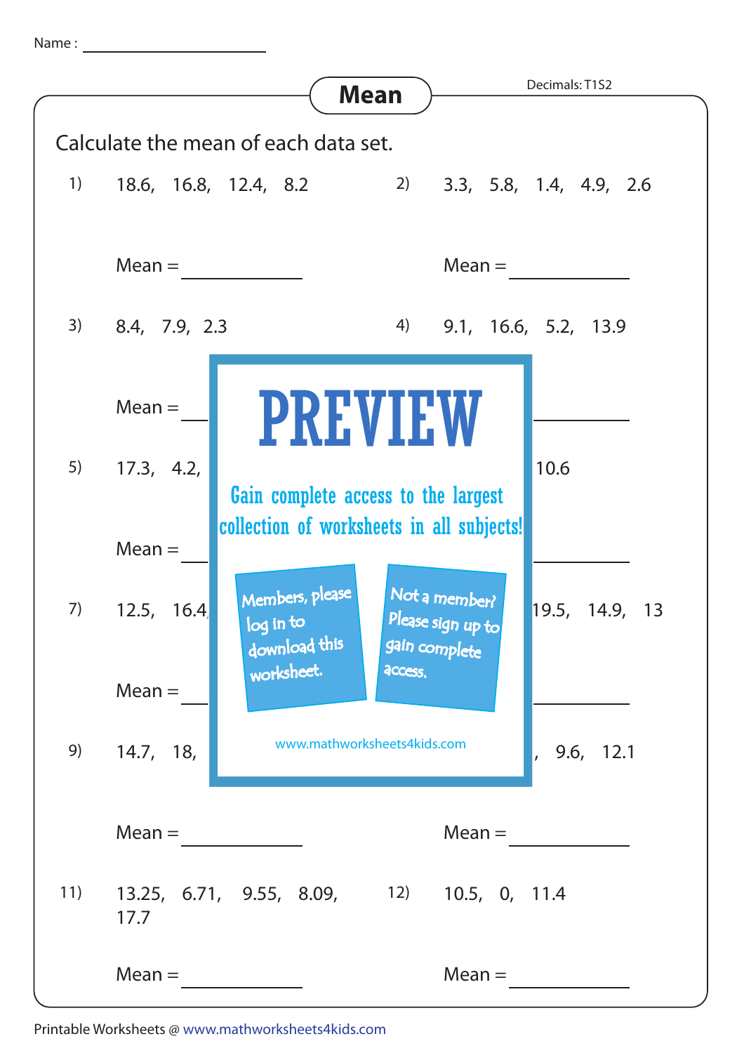Name : ____________________

# Mean

Decimals: T1S2

Calculate the mean of each data set.

1) 18.6, 16.8, 12.4, 8.2

Mean = ____________

2) 3.3, 5.8, 1.4, 4.9, 2.6

Mean = ____________

3) 8.4, 7.9, 2.3

Mean = ____________

4) 9.1, 16.6, 5.2, 13.9

Mean = ____________

5) 17.3, 4.2,

Mean = ____________

6) 10.6

Mean = ____________

7) 12.5, 16.4,

Mean = ____________

8) 19.5, 14.9, 13

Mean = ____________

9) 14.7, 18,

Mean = ____________

10) , 9.6, 12.1

Mean = ____________

11) 13.25, 6.71, 9.55, 8.09, 17.7

Mean = ____________

12) 10.5, 0, 11.4

Mean = ____________

PREVIEW

Gain complete access to the largest collection of worksheets in all subjects!

Members, please log in to download this worksheet.

Not a member? Please sign up to gain complete access.

www.mathworksheets4kids.com

Printable Worksheets @ www.mathworksheets4kids.com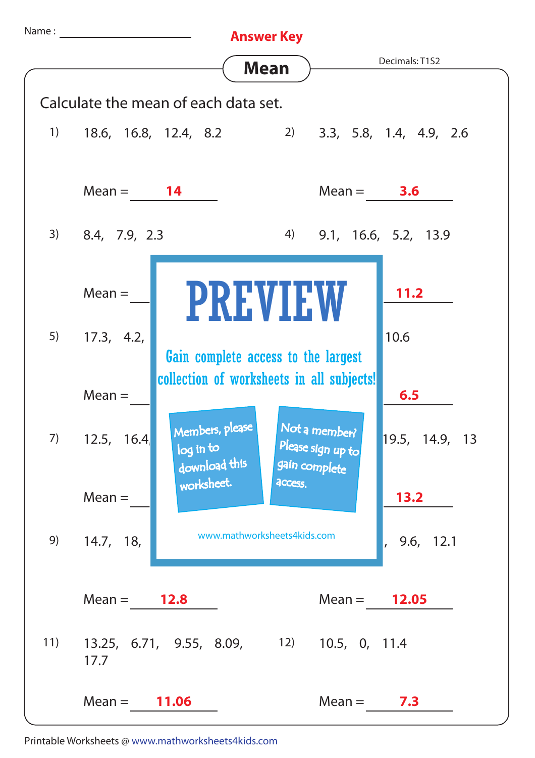Name : ____________________

**Answer Key**

# Mean

Decimals: T1S2

Calculate the mean of each data set.

1) 18.6, 16.8, 12.4, 8.2

Mean = **14**

2) 3.3, 5.8, 1.4, 4.9, 2.6

Mean = **3.6**

3) 8.4, 7.9, 2.3

Mean =

4) 9.1, 16.6, 5.2, 13.9

Mean = **11.2**

5) 17.3, 4.2,

Mean =

6) 10.6

Mean = **6.5**

7) 12.5, 16.4

Mean =

8) 19.5, 14.9, 13

Mean = **13.2**

9) 14.7, 18,

Mean = **12.8**

10) , 9.6, 12.1

Mean = **12.05**

11) 13.25, 6.71, 9.55, 8.09, 17.7

Mean = **11.06**

12) 10.5, 0, 11.4

Mean = **7.3**

PREVIEW

Gain complete access to the largest collection of worksheets in all subjects!

Members, please log in to download this worksheet.

Not a member? Please sign up to gain complete access.

www.mathworksheets4kids.com

Printable Worksheets @ www.mathworksheets4kids.com